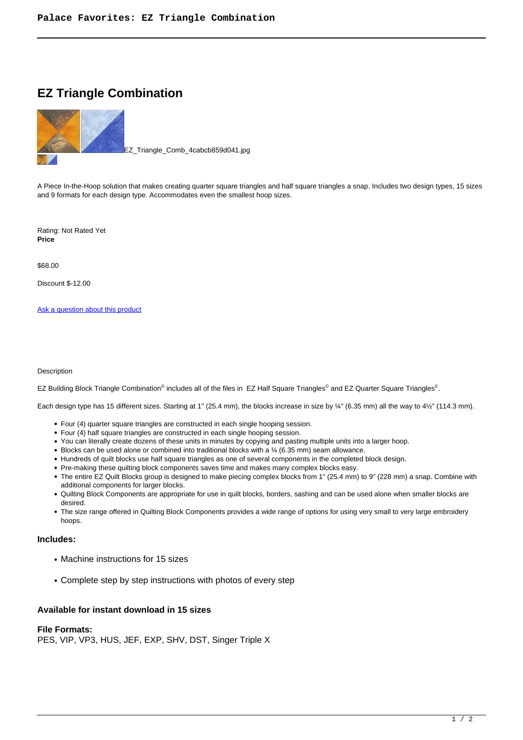# EZ Triangle Combination

EZ_Triangle_Comb_4cabcb859d041.jpg

A Piece In-the-Hoop solution that makes creating quarter square triangles and half square triangles a snap. Includes two design types, 15 sizes and 9 formats for each design type. Accommodates even the smallest hoop sizes.

Rating: Not Rated Yet
**Price**

$68.00

Discount $-12.00

[Ask a question about this product]

Description

EZ Building Block Triangle Combination© includes all of the files in EZ Half Square Triangles© and EZ Quarter Square Triangles©.

Each design type has 15 different sizes. Starting at 1" (25.4 mm), the blocks increase in size by ¼" (6.35 mm) all the way to 4½" (114.3 mm).

- Four (4) quarter square triangles are constructed in each single hooping session.
- Four (4) half square triangles are constructed in each single hooping session.
- You can literally create dozens of these units in minutes by copying and pasting multiple units into a larger hoop.
- Blocks can be used alone or combined into traditional blocks with a ¼ (6.35 mm) seam allowance.
- Hundreds of quilt blocks use half square triangles as one of several components in the completed block design.
- Pre-making these quilting block components saves time and makes many complex blocks easy.
- The entire EZ Quilt Blocks group is designed to make piecing complex blocks from 1" (25.4 mm) to 9" (228 mm) a snap. Combine with additional components for larger blocks.
- Quilting Block Components are appropriate for use in quilt blocks, borders, sashing and can be used alone when smaller blocks are desired.
- The size range offered in Quilting Block Components provides a wide range of options for using very small to very large embroidery hoops.

### Includes:

- Machine instructions for 15 sizes
- Complete step by step instructions with photos of every step

### Available for instant download in 15 sizes

**File Formats:**
PES, VIP, VP3, HUS, JEF, EXP, SHV, DST, Singer Triple X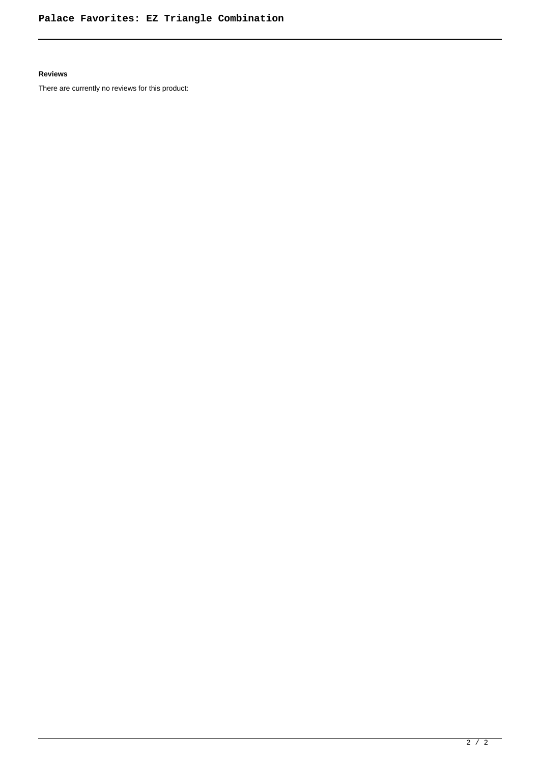**Reviews**

There are currently no reviews for this product: